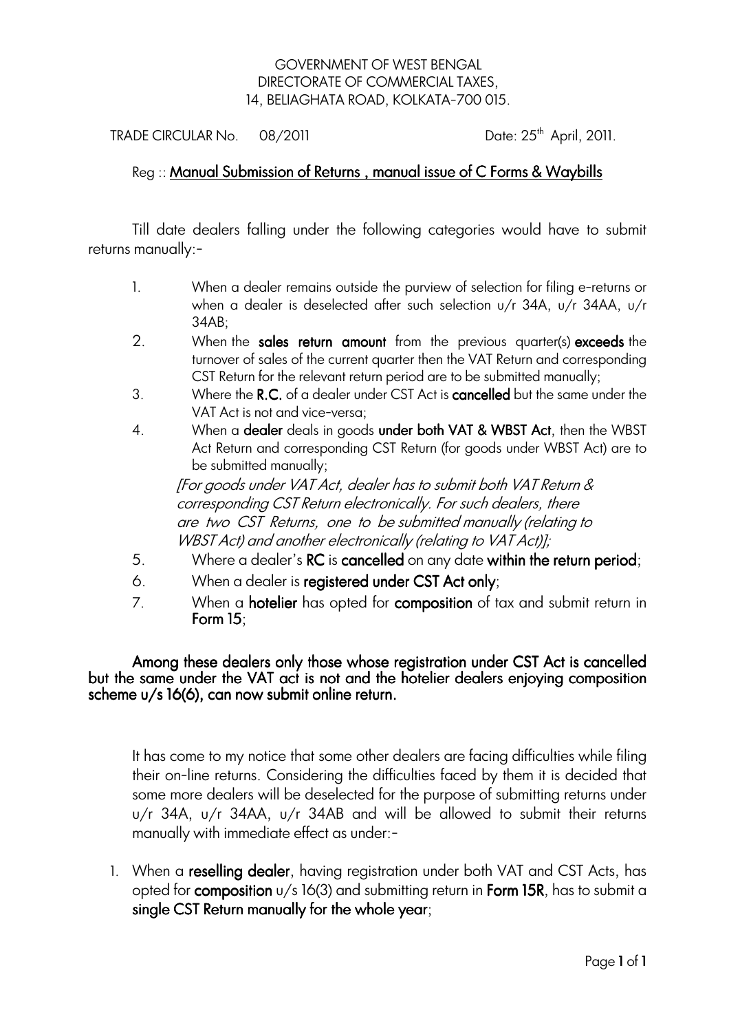GOVERNMENT OF WEST BENGAL
DIRECTORATE OF COMMERCIAL TAXES,
14, BELIAGHATA ROAD, KOLKATA-700 015.

TRADE CIRCULAR No. 08/2011 Date: 25th April, 2011.

Reg :: <u>**Manual Submission of Returns , manual issue of C Forms & Waybills**</u>

Till date dealers falling under the following categories would have to submit returns manually:-

1. When a dealer remains outside the purview of selection for filing e-returns or when a dealer is deselected after such selection u/r 34A, u/r 34AA, u/r 34AB;
2. When the **sales return amount** from the previous quarter(s) **exceeds** the turnover of sales of the current quarter then the VAT Return and corresponding CST Return for the relevant return period are to be submitted manually;
3. Where the **R.C.** of a dealer under CST Act is **cancelled** but the same under the VAT Act is not and vice-versa;
4. When a **dealer** deals in goods **under both VAT & WBST Act**, then the WBST Act Return and corresponding CST Return (for goods under WBST Act) are to be submitted manually;

   *[For goods under VAT Act, dealer has to submit both VAT Return & corresponding CST Return electronically. For such dealers, there are two CST Returns, one to be submitted manually (relating to WBST Act) and another electronically (relating to VAT Act)];*
5. Where a dealer's **RC** is **cancelled** on any date **within the return period**;
6. When a dealer is **registered under CST Act only**;
7. When a **hotelier** has opted for **composition** of tax and submit return in **Form 15**;

**Among these dealers only those whose registration under CST Act is cancelled but the same under the VAT act is not and the hotelier dealers enjoying composition scheme u/s 16(6), can now submit online return.**

It has come to my notice that some other dealers are facing difficulties while filing their on-line returns. Considering the difficulties faced by them it is decided that some more dealers will be deselected for the purpose of submitting returns under u/r 34A, u/r 34AA, u/r 34AB and will be allowed to submit their returns manually with immediate effect as under:-

1. When a **reselling dealer**, having registration under both VAT and CST Acts, has opted for **composition** u/s 16(3) and submitting return in **Form 15R**, has to submit a **single CST Return manually for the whole year**;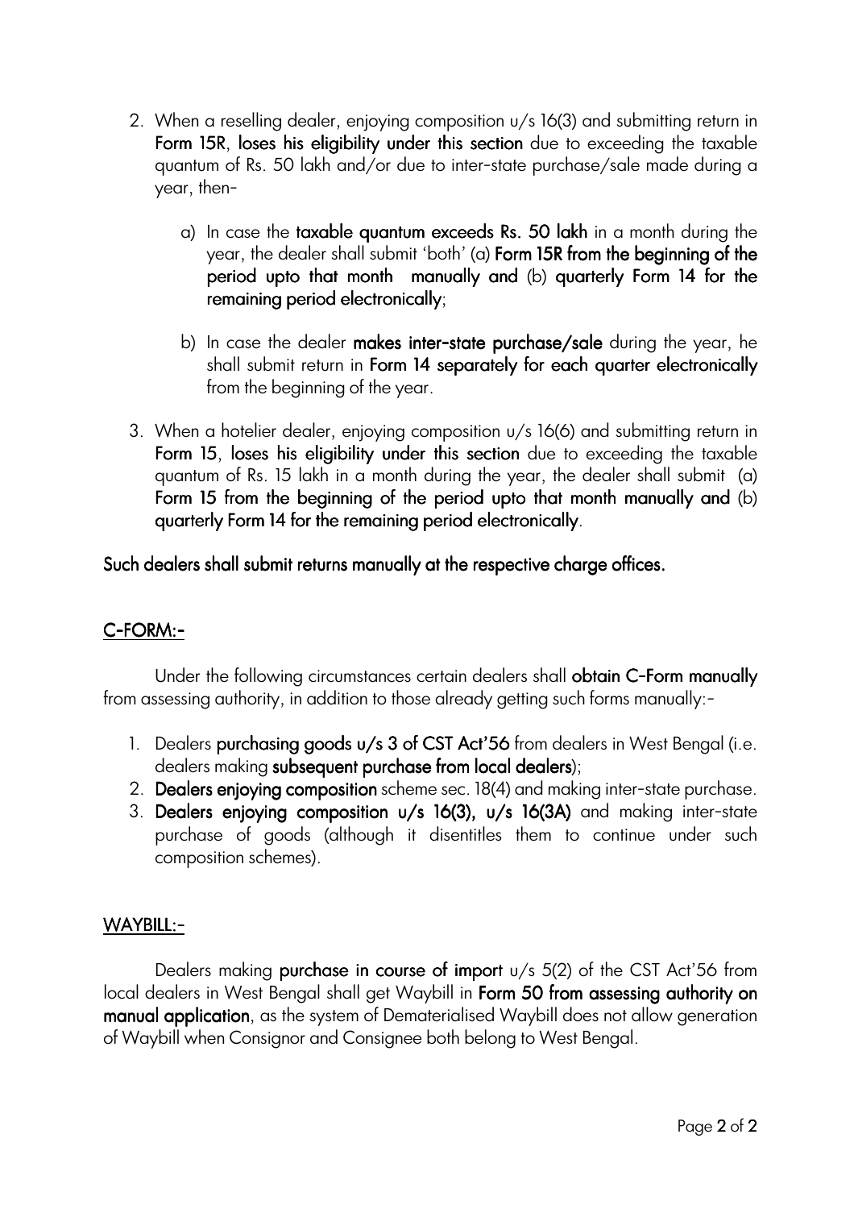2. When a reselling dealer, enjoying composition u/s 16(3) and submitting return in **Form 15R**, **loses his eligibility under this section** due to exceeding the taxable quantum of Rs. 50 lakh and/or due to inter-state purchase/sale made during a year, then-

   a) In case the **taxable quantum exceeds Rs. 50 lakh** in a month during the year, the dealer shall submit 'both' (a) **Form 15R from the beginning of the period upto that month manually and** (b) **quarterly Form 14 for the remaining period electronically**;

   b) In case the dealer **makes inter-state purchase/sale** during the year, he shall submit return in **Form 14 separately for each quarter electronically** from the beginning of the year.

3. When a hotelier dealer, enjoying composition u/s 16(6) and submitting return in **Form 15**, **loses his eligibility under this section** due to exceeding the taxable quantum of Rs. 15 lakh in a month during the year, the dealer shall submit (a) **Form 15 from the beginning of the period upto that month manually and** (b) **quarterly Form 14 for the remaining period electronically**.

**Such dealers shall submit returns manually at the respective charge offices.**

## C-FORM:-

Under the following circumstances certain dealers shall **obtain C-Form manually** from assessing authority, in addition to those already getting such forms manually:-

1. Dealers **purchasing goods u/s 3 of CST Act'56** from dealers in West Bengal (i.e. dealers making **subsequent purchase from local dealers**);
2. **Dealers enjoying composition** scheme sec. 18(4) and making inter-state purchase.
3. **Dealers enjoying composition u/s 16(3), u/s 16(3A)** and making inter-state purchase of goods (although it disentitles them to continue under such composition schemes).

## WAYBILL:-

Dealers making **purchase in course of import** u/s 5(2) of the CST Act'56 from local dealers in West Bengal shall get Waybill in **Form 50 from assessing authority on manual application**, as the system of Dematerialised Waybill does not allow generation of Waybill when Consignor and Consignee both belong to West Bengal.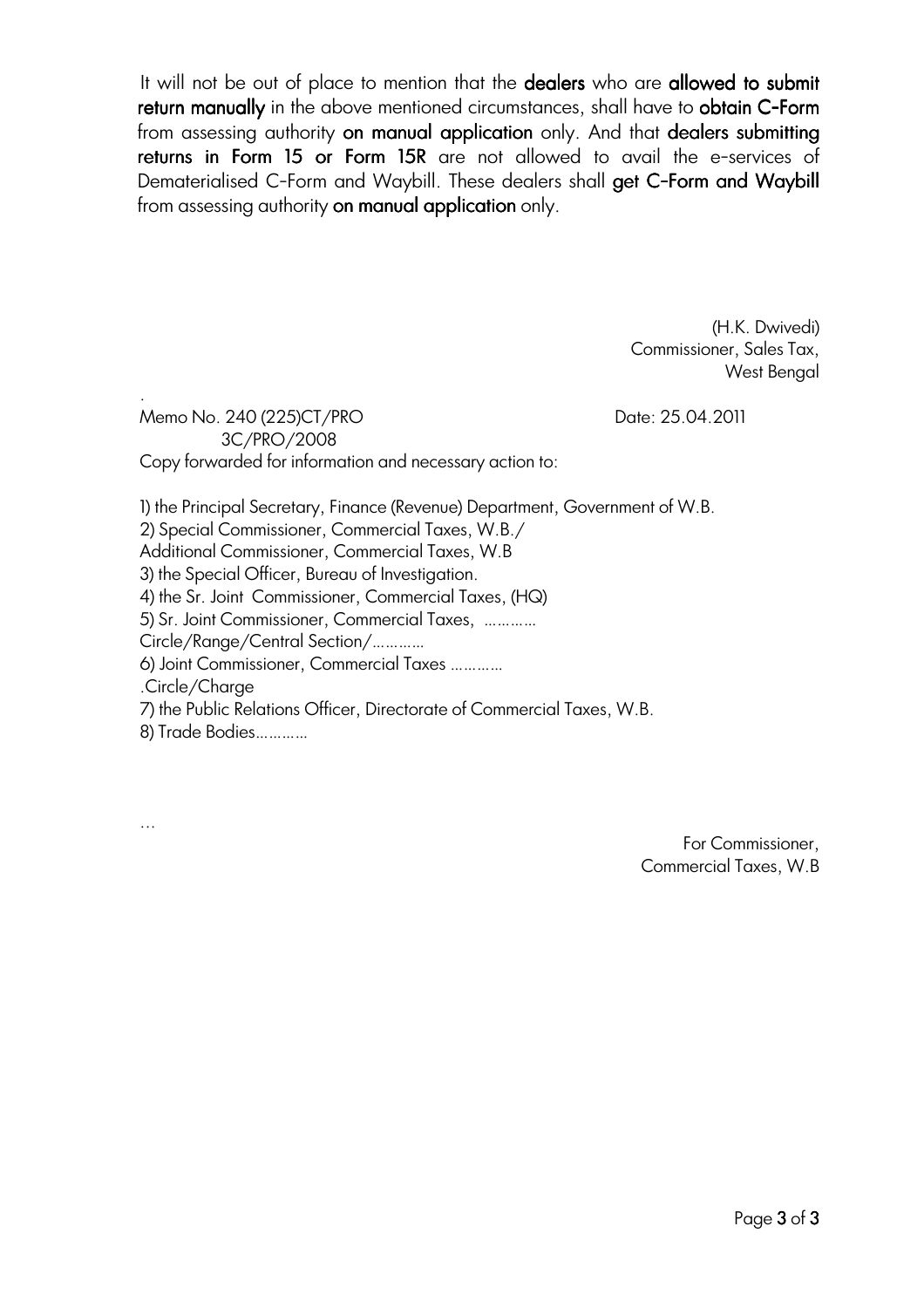It will not be out of place to mention that the **dealers** who are **allowed to submit return manually** in the above mentioned circumstances, shall have to **obtain C-Form** from assessing authority **on manual application** only. And that **dealers submitting returns in Form 15 or Form 15R** are not allowed to avail the e-services of Dematerialised C-Form and Waybill. These dealers shall **get C-Form and Waybill** from assessing authority **on manual application** only.

(H.K. Dwivedi)
Commissioner, Sales Tax,
West Bengal

.

Memo No. 240 (225)CT/PRO
3C/PRO/2008

Date: 25.04.2011

Copy forwarded for information and necessary action to:

1) the Principal Secretary, Finance (Revenue) Department, Government of W.B.
2) Special Commissioner, Commercial Taxes, W.B./
Additional Commissioner, Commercial Taxes, W.B
3) the Special Officer, Bureau of Investigation.
4) the Sr. Joint Commissioner, Commercial Taxes, (HQ)
5) Sr. Joint Commissioner, Commercial Taxes, …………
Circle/Range/Central Section/…………
6) Joint Commissioner, Commercial Taxes …………
.Circle/Charge
7) the Public Relations Officer, Directorate of Commercial Taxes, W.B.
8) Trade Bodies…………

…

For Commissioner,
Commercial Taxes, W.B